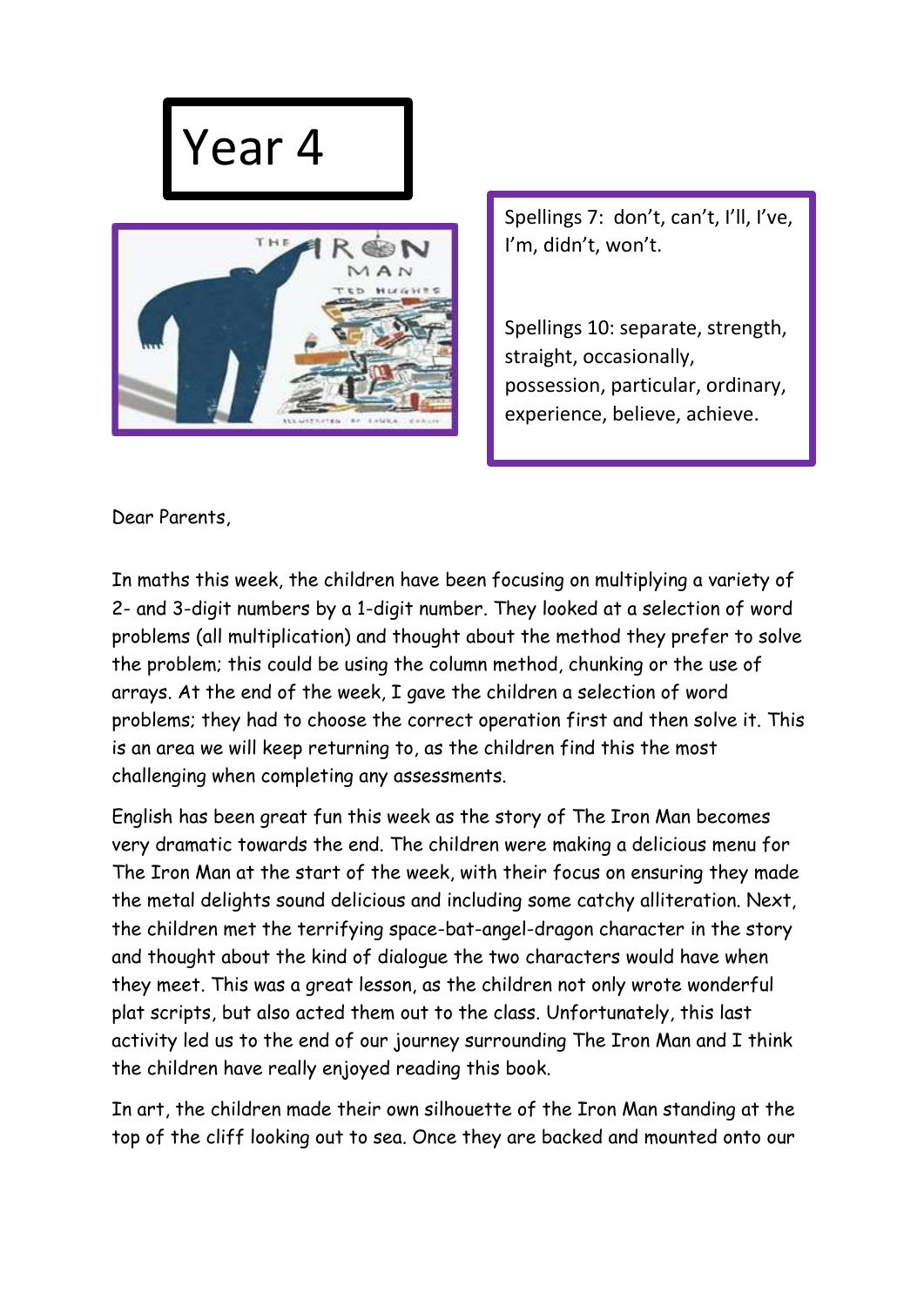# Year 4

Spellings 7: don't, can't, I'll, I've, I'm, didn't, won't.

Spellings 10: separate, strength, straight, occasionally, possession, particular, ordinary, experience, believe, achieve.

Dear Parents,

In maths this week, the children have been focusing on multiplying a variety of 2- and 3-digit numbers by a 1-digit number. They looked at a selection of word problems (all multiplication) and thought about the method they prefer to solve the problem; this could be using the column method, chunking or the use of arrays. At the end of the week, I gave the children a selection of word problems; they had to choose the correct operation first and then solve it. This is an area we will keep returning to, as the children find this the most challenging when completing any assessments.

English has been great fun this week as the story of The Iron Man becomes very dramatic towards the end. The children were making a delicious menu for The Iron Man at the start of the week, with their focus on ensuring they made the metal delights sound delicious and including some catchy alliteration. Next, the children met the terrifying space-bat-angel-dragon character in the story and thought about the kind of dialogue the two characters would have when they meet. This was a great lesson, as the children not only wrote wonderful plat scripts, but also acted them out to the class. Unfortunately, this last activity led us to the end of our journey surrounding The Iron Man and I think the children have really enjoyed reading this book.

In art, the children made their own silhouette of the Iron Man standing at the top of the cliff looking out to sea. Once they are backed and mounted onto our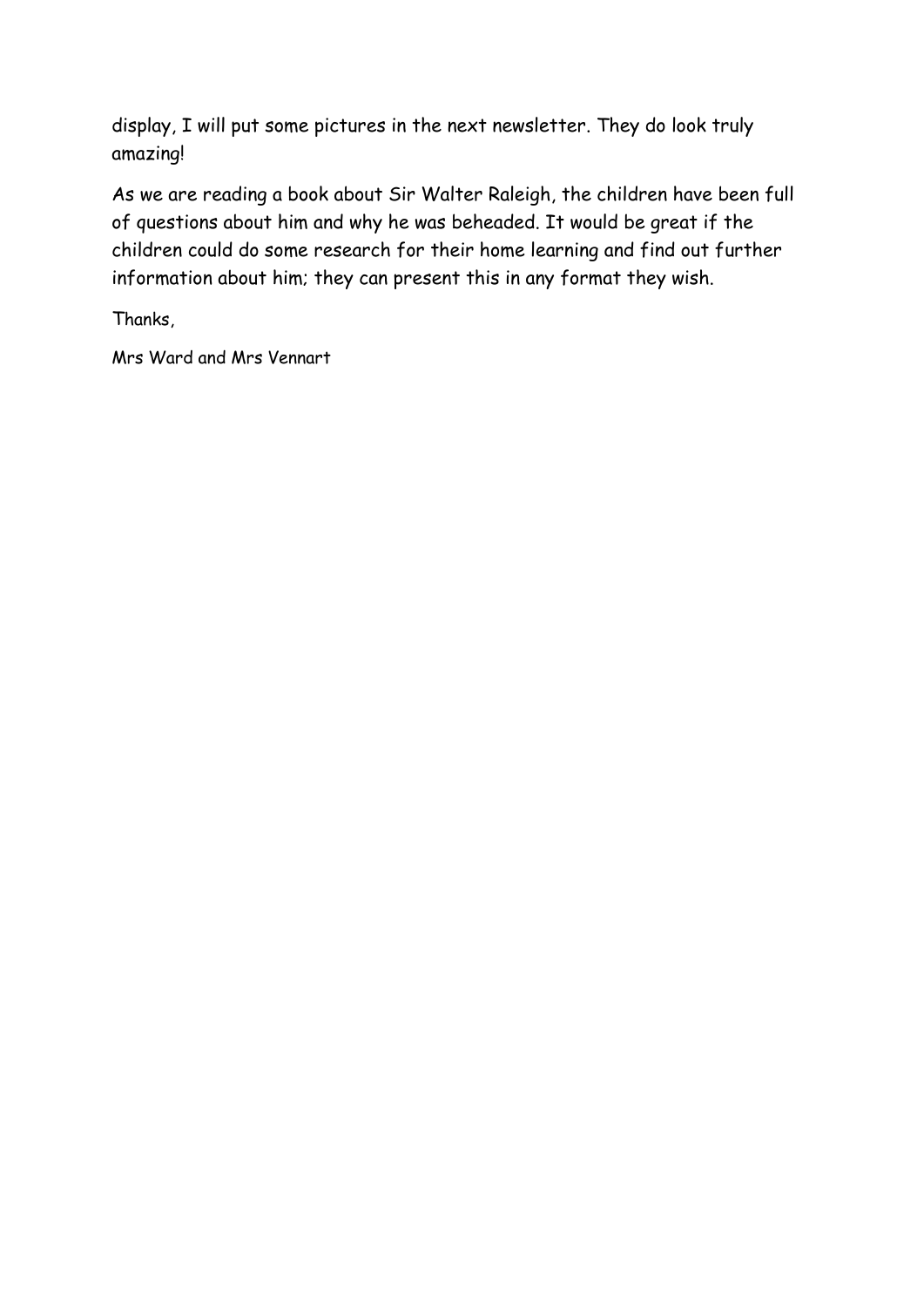display, I will put some pictures in the next newsletter. They do look truly amazing!

As we are reading a book about Sir Walter Raleigh, the children have been full of questions about him and why he was beheaded. It would be great if the children could do some research for their home learning and find out further information about him; they can present this in any format they wish.

Thanks,

Mrs Ward and Mrs Vennart